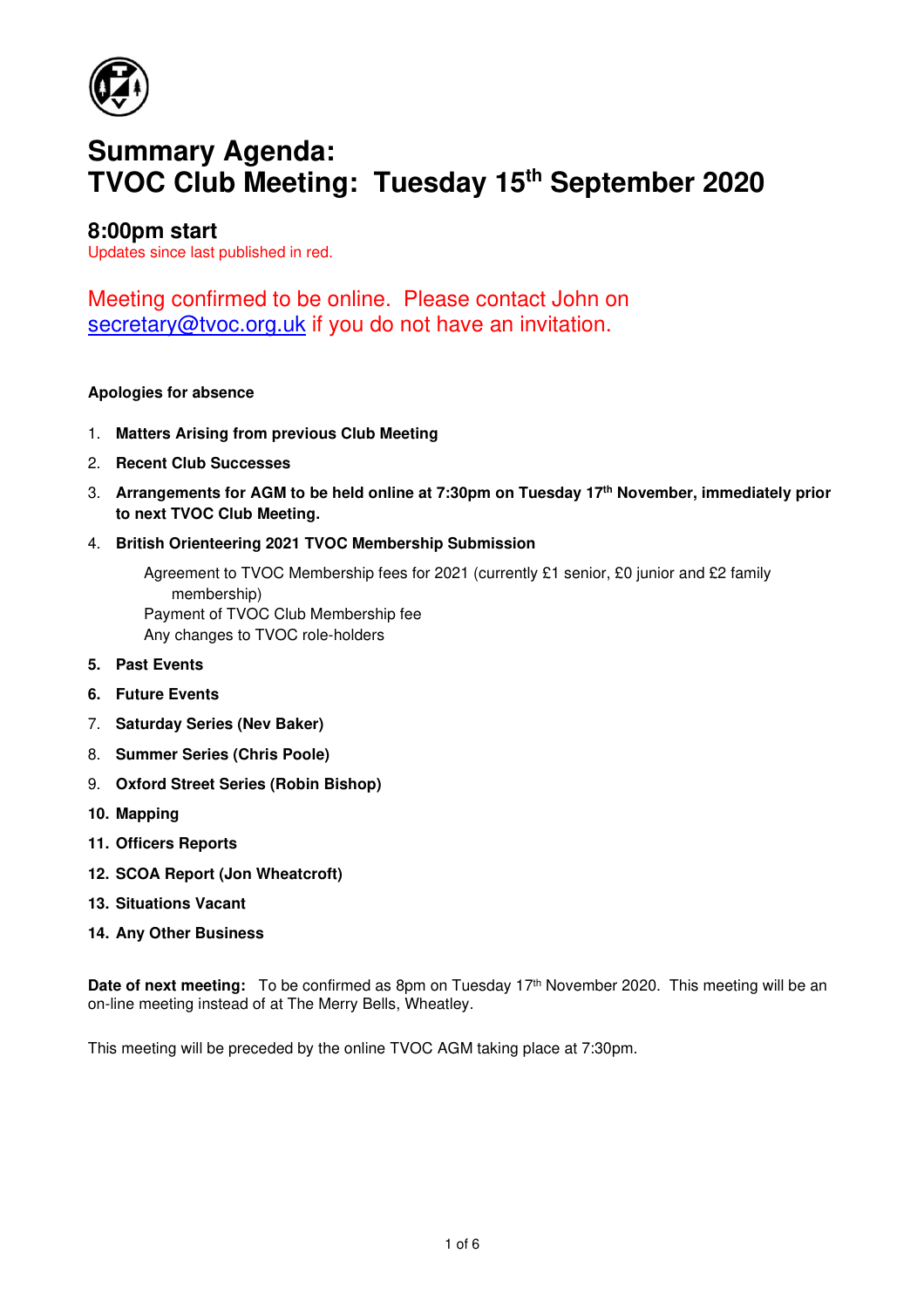# Summary Agenda:
# TVOC Club Meeting: Tuesday 15th September 2020

## 8:00pm start

Updates since last published in red.

Meeting confirmed to be online. Please contact John on secretary@tvoc.org.uk if you do not have an invitation.

**Apologies for absence**

1. **Matters Arising from previous Club Meeting**
2. **Recent Club Successes**
3. **Arrangements for AGM to be held online at 7:30pm on Tuesday 17th November, immediately prior to next TVOC Club Meeting.**
4. **British Orienteering 2021 TVOC Membership Submission**

   Agreement to TVOC Membership fees for 2021 (currently £1 senior, £0 junior and £2 family membership)
   Payment of TVOC Club Membership fee
   Any changes to TVOC role-holders

5. **Past Events**
6. **Future Events**
7. **Saturday Series (Nev Baker)**
8. **Summer Series (Chris Poole)**
9. **Oxford Street Series (Robin Bishop)**
10. **Mapping**
11. **Officers Reports**
12. **SCOA Report (Jon Wheatcroft)**
13. **Situations Vacant**
14. **Any Other Business**

**Date of next meeting:** To be confirmed as 8pm on Tuesday 17th November 2020. This meeting will be an on-line meeting instead of at The Merry Bells, Wheatley.

This meeting will be preceded by the online TVOC AGM taking place at 7:30pm.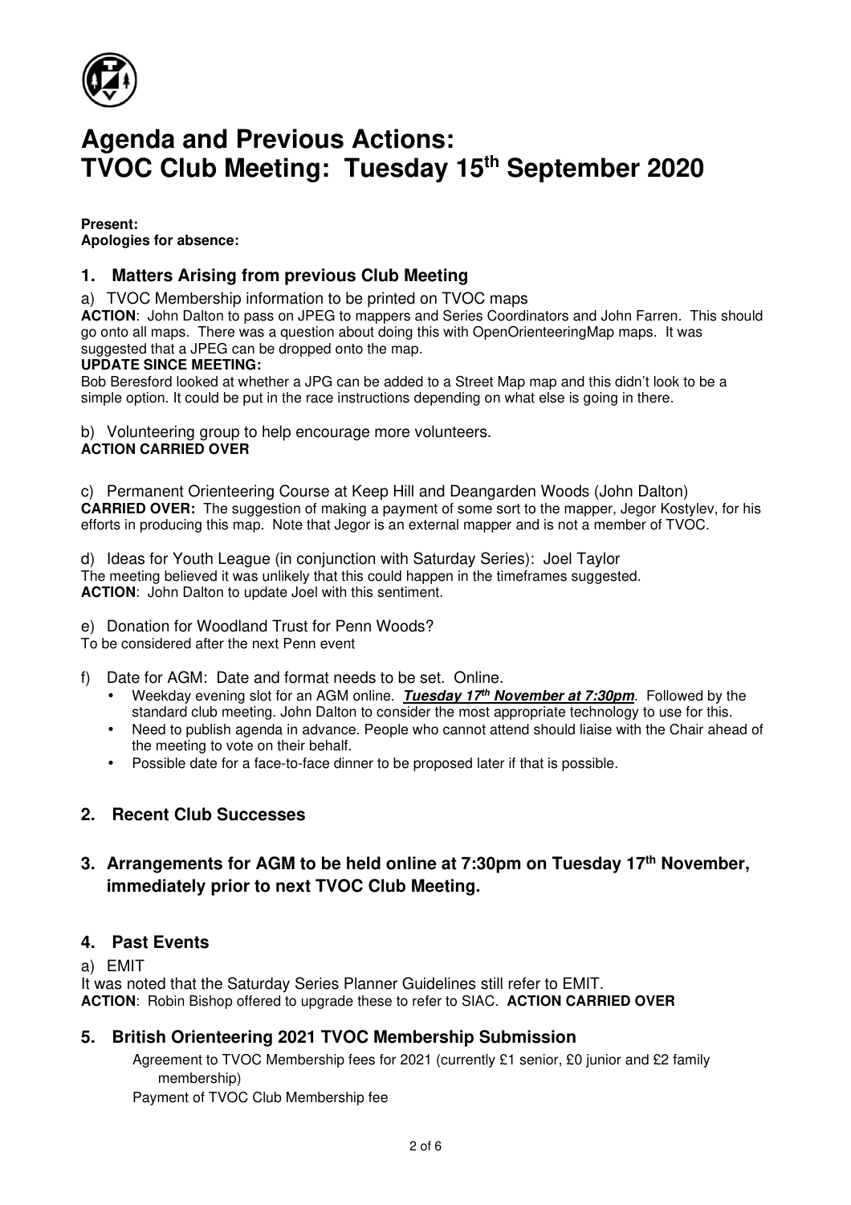# Agenda and Previous Actions: TVOC Club Meeting: Tuesday 15th September 2020

**Present:**
**Apologies for absence:**

## 1. Matters Arising from previous Club Meeting

a) TVOC Membership information to be printed on TVOC maps

**ACTION**: John Dalton to pass on JPEG to mappers and Series Coordinators and John Farren. This should go onto all maps. There was a question about doing this with OpenOrienteeringMap maps. It was suggested that a JPEG can be dropped onto the map.

**UPDATE SINCE MEETING:**

Bob Beresford looked at whether a JPG can be added to a Street Map map and this didn't look to be a simple option. It could be put in the race instructions depending on what else is going in there.

b) Volunteering group to help encourage more volunteers.

**ACTION CARRIED OVER**

c) Permanent Orienteering Course at Keep Hill and Deangarden Woods (John Dalton)

**CARRIED OVER:** The suggestion of making a payment of some sort to the mapper, Jegor Kostylev, for his efforts in producing this map. Note that Jegor is an external mapper and is not a member of TVOC.

d) Ideas for Youth League (in conjunction with Saturday Series): Joel Taylor

The meeting believed it was unlikely that this could happen in the timeframes suggested.

**ACTION**: John Dalton to update Joel with this sentiment.

e) Donation for Woodland Trust for Penn Woods?

To be considered after the next Penn event

f) Date for AGM: Date and format needs to be set. Online.

- Weekday evening slot for an AGM online. ***Tuesday 17th November at 7:30pm***. Followed by the standard club meeting. John Dalton to consider the most appropriate technology to use for this.
- Need to publish agenda in advance. People who cannot attend should liaise with the Chair ahead of the meeting to vote on their behalf.
- Possible date for a face-to-face dinner to be proposed later if that is possible.

## 2. Recent Club Successes

## 3. Arrangements for AGM to be held online at 7:30pm on Tuesday 17th November, immediately prior to next TVOC Club Meeting.

## 4. Past Events

a) EMIT

It was noted that the Saturday Series Planner Guidelines still refer to EMIT.

**ACTION**: Robin Bishop offered to upgrade these to refer to SIAC. **ACTION CARRIED OVER**

## 5. British Orienteering 2021 TVOC Membership Submission

Agreement to TVOC Membership fees for 2021 (currently £1 senior, £0 junior and £2 family membership)

Payment of TVOC Club Membership fee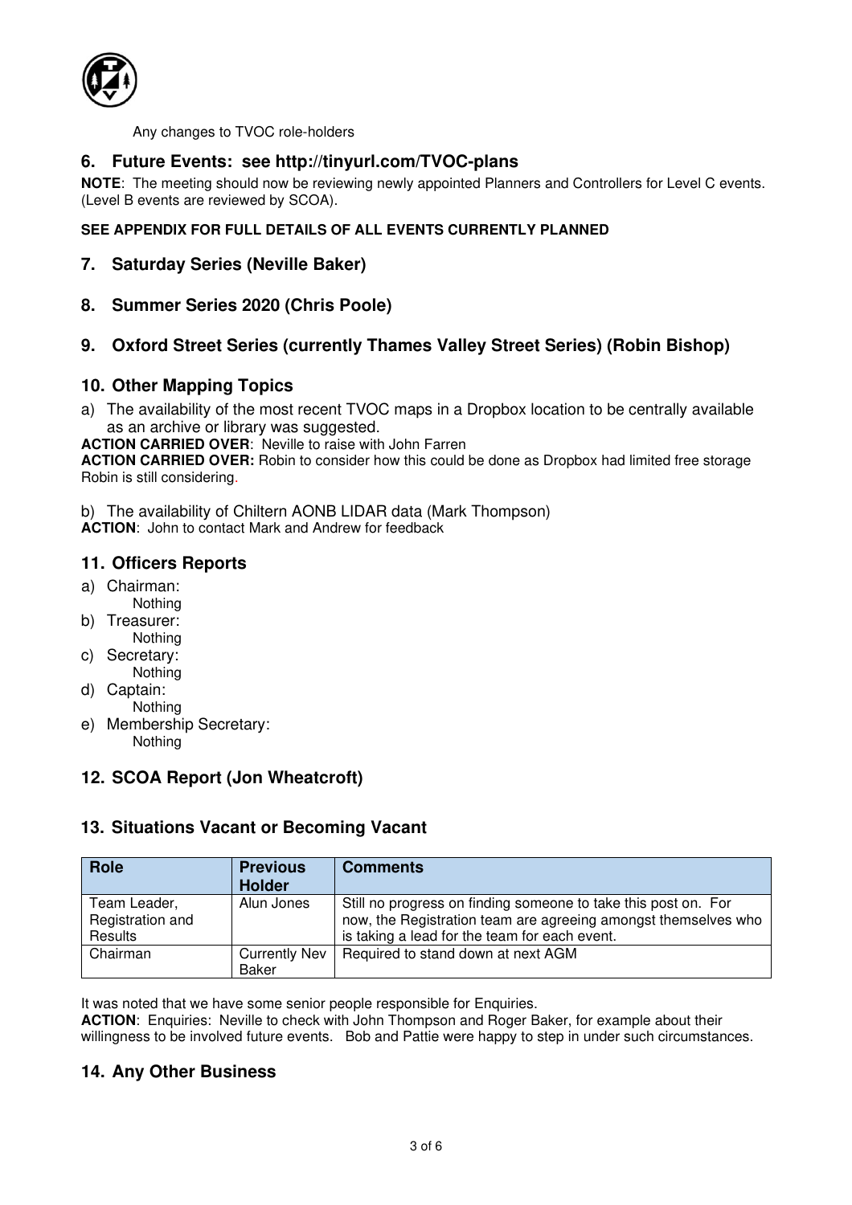Any changes to TVOC role-holders

## 6. Future Events: see http://tinyurl.com/TVOC-plans

**NOTE**: The meeting should now be reviewing newly appointed Planners and Controllers for Level C events. (Level B events are reviewed by SCOA).

**SEE APPENDIX FOR FULL DETAILS OF ALL EVENTS CURRENTLY PLANNED**

## 7. Saturday Series (Neville Baker)

## 8. Summer Series 2020 (Chris Poole)

## 9. Oxford Street Series (currently Thames Valley Street Series) (Robin Bishop)

## 10. Other Mapping Topics

a) The availability of the most recent TVOC maps in a Dropbox location to be centrally available as an archive or library was suggested.

**ACTION CARRIED OVER**: Neville to raise with John Farren

**ACTION CARRIED OVER:** Robin to consider how this could be done as Dropbox had limited free storage Robin is still considering.

b) The availability of Chiltern AONB LIDAR data (Mark Thompson)

**ACTION**: John to contact Mark and Andrew for feedback

## 11. Officers Reports

a) Chairman:
   Nothing
b) Treasurer:
   Nothing
c) Secretary:
   Nothing
d) Captain:
   Nothing
e) Membership Secretary:
   Nothing

## 12. SCOA Report (Jon Wheatcroft)

## 13. Situations Vacant or Becoming Vacant

| Role | Previous Holder | Comments |
|---|---|---|
| Team Leader, Registration and Results | Alun Jones | Still no progress on finding someone to take this post on. For now, the Registration team are agreeing amongst themselves who is taking a lead for the team for each event. |
| Chairman | Currently Nev Baker | Required to stand down at next AGM |

It was noted that we have some senior people responsible for Enquiries.

**ACTION**: Enquiries: Neville to check with John Thompson and Roger Baker, for example about their willingness to be involved future events. Bob and Pattie were happy to step in under such circumstances.

## 14. Any Other Business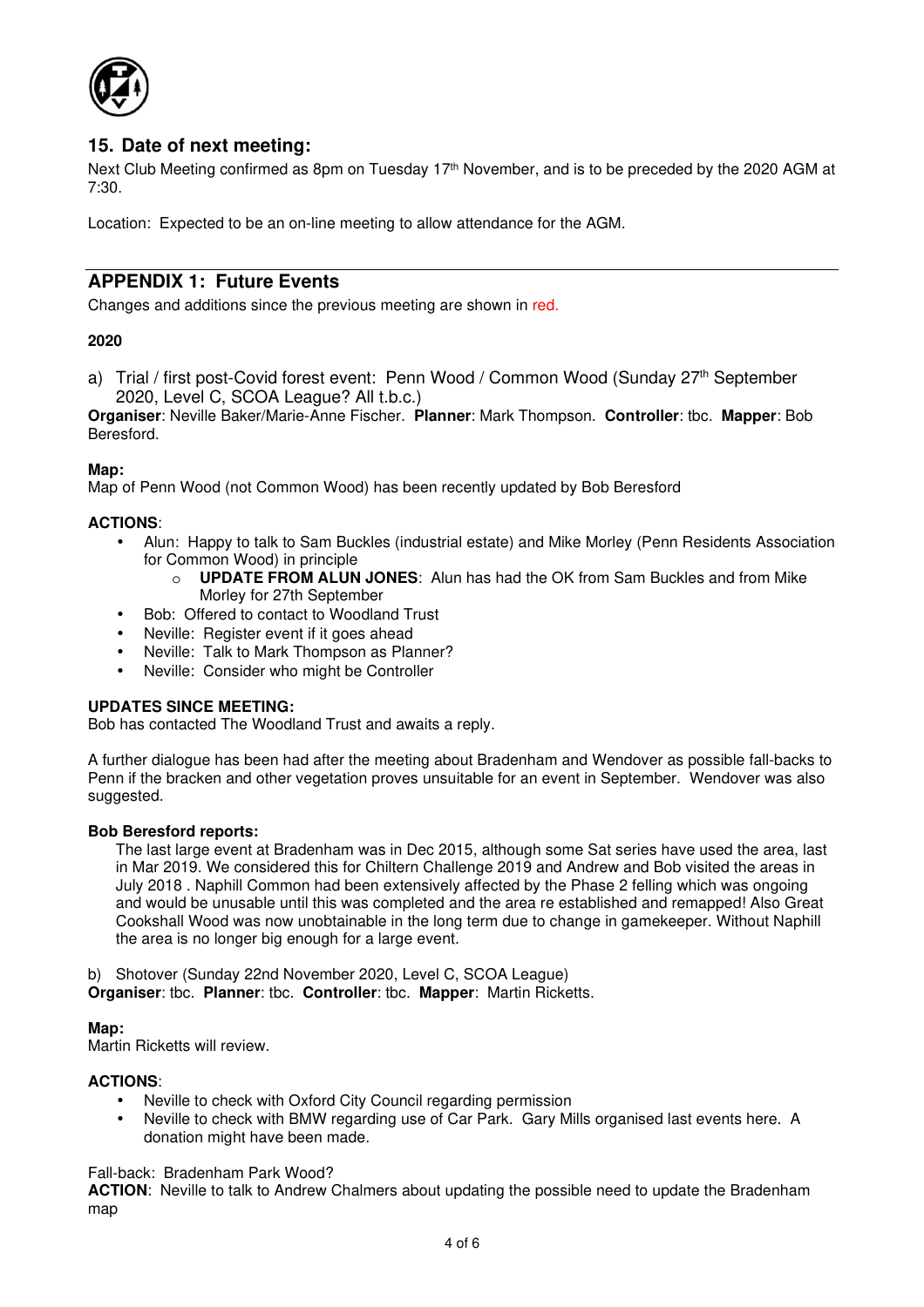## 15. Date of next meeting:

Next Club Meeting confirmed as 8pm on Tuesday 17th November, and is to be preceded by the 2020 AGM at 7:30.

Location: Expected to be an on-line meeting to allow attendance for the AGM.

---

## APPENDIX 1: Future Events

Changes and additions since the previous meeting are shown in red.

**2020**

a) Trial / first post-Covid forest event: Penn Wood / Common Wood (Sunday 27th September 2020, Level C, SCOA League? All t.b.c.)

**Organiser**: Neville Baker/Marie-Anne Fischer. **Planner**: Mark Thompson. **Controller**: tbc. **Mapper**: Bob Beresford.

**Map:**
Map of Penn Wood (not Common Wood) has been recently updated by Bob Beresford

**ACTIONS**:

- Alun: Happy to talk to Sam Buckles (industrial estate) and Mike Morley (Penn Residents Association for Common Wood) in principle
    - **UPDATE FROM ALUN JONES**: Alun has had the OK from Sam Buckles and from Mike Morley for 27th September
- Bob: Offered to contact to Woodland Trust
- Neville: Register event if it goes ahead
- Neville: Talk to Mark Thompson as Planner?
- Neville: Consider who might be Controller

**UPDATES SINCE MEETING:**
Bob has contacted The Woodland Trust and awaits a reply.

A further dialogue has been had after the meeting about Bradenham and Wendover as possible fall-backs to Penn if the bracken and other vegetation proves unsuitable for an event in September. Wendover was also suggested.

**Bob Beresford reports:**

The last large event at Bradenham was in Dec 2015, although some Sat series have used the area, last in Mar 2019. We considered this for Chiltern Challenge 2019 and Andrew and Bob visited the areas in July 2018 . Naphill Common had been extensively affected by the Phase 2 felling which was ongoing and would be unusable until this was completed and the area re established and remapped! Also Great Cookshall Wood was now unobtainable in the long term due to change in gamekeeper. Without Naphill the area is no longer big enough for a large event.

b) Shotover (Sunday 22nd November 2020, Level C, SCOA League)
**Organiser**: tbc. **Planner**: tbc. **Controller**: tbc. **Mapper**: Martin Ricketts.

**Map:**
Martin Ricketts will review.

**ACTIONS**:

- Neville to check with Oxford City Council regarding permission
- Neville to check with BMW regarding use of Car Park. Gary Mills organised last events here. A donation might have been made.

Fall-back: Bradenham Park Wood?
**ACTION**: Neville to talk to Andrew Chalmers about updating the possible need to update the Bradenham map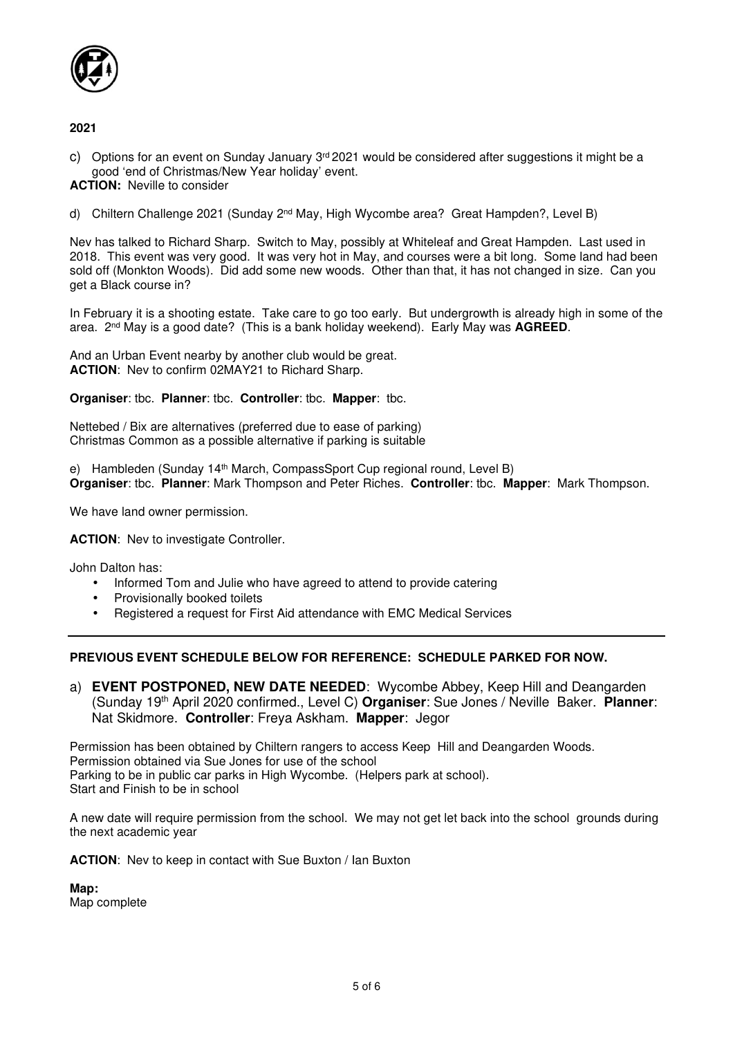**2021**

c) Options for an event on Sunday January 3rd 2021 would be considered after suggestions it might be a good 'end of Christmas/New Year holiday' event.

**ACTION:** Neville to consider

d) Chiltern Challenge 2021 (Sunday 2nd May, High Wycombe area? Great Hampden?, Level B)

Nev has talked to Richard Sharp. Switch to May, possibly at Whiteleaf and Great Hampden. Last used in 2018. This event was very good. It was very hot in May, and courses were a bit long. Some land had been sold off (Monkton Woods). Did add some new woods. Other than that, it has not changed in size. Can you get a Black course in?

In February it is a shooting estate. Take care to go too early. But undergrowth is already high in some of the area. 2nd May is a good date? (This is a bank holiday weekend). Early May was **AGREED**.

And an Urban Event nearby by another club would be great.
**ACTION**: Nev to confirm 02MAY21 to Richard Sharp.

**Organiser**: tbc. **Planner**: tbc. **Controller**: tbc. **Mapper**: tbc.

Nettebed / Bix are alternatives (preferred due to ease of parking)
Christmas Common as a possible alternative if parking is suitable

e) Hambleden (Sunday 14th March, CompassSport Cup regional round, Level B)
**Organiser**: tbc. **Planner**: Mark Thompson and Peter Riches. **Controller**: tbc. **Mapper**: Mark Thompson.

We have land owner permission.

**ACTION**: Nev to investigate Controller.

John Dalton has:

- Informed Tom and Julie who have agreed to attend to provide catering
- Provisionally booked toilets
- Registered a request for First Aid attendance with EMC Medical Services

---

**PREVIOUS EVENT SCHEDULE BELOW FOR REFERENCE: SCHEDULE PARKED FOR NOW.**

a) **EVENT POSTPONED, NEW DATE NEEDED**: Wycombe Abbey, Keep Hill and Deangarden (Sunday 19th April 2020 confirmed., Level C) **Organiser**: Sue Jones / Neville Baker. **Planner**: Nat Skidmore. **Controller**: Freya Askham. **Mapper**: Jegor

Permission has been obtained by Chiltern rangers to access Keep Hill and Deangarden Woods.
Permission obtained via Sue Jones for use of the school
Parking to be in public car parks in High Wycombe. (Helpers park at school).
Start and Finish to be in school

A new date will require permission from the school. We may not get let back into the school grounds during the next academic year

**ACTION**: Nev to keep in contact with Sue Buxton / Ian Buxton

**Map:**
Map complete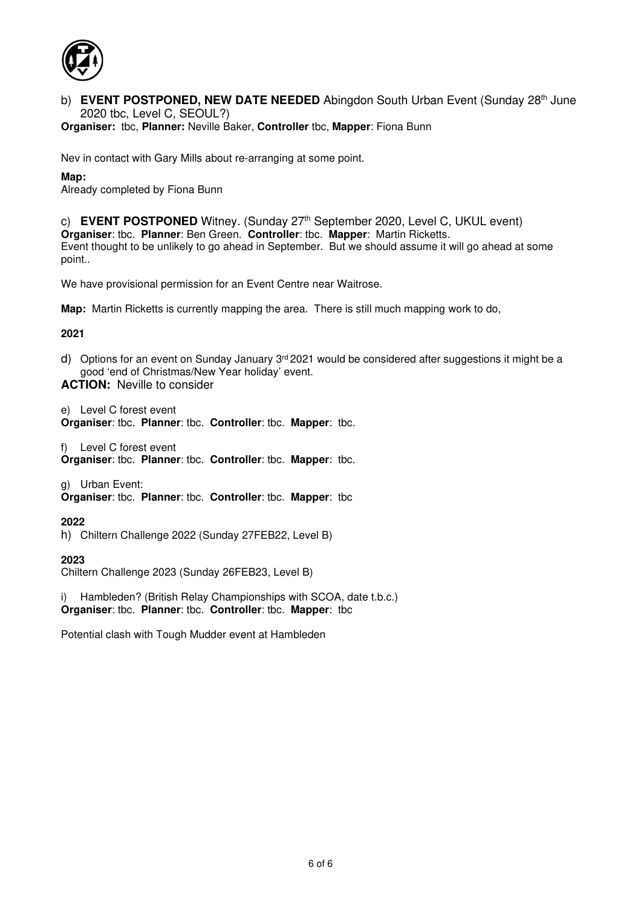b) **EVENT POSTPONED, NEW DATE NEEDED** Abingdon South Urban Event (Sunday 28th June 2020 tbc, Level C, SEOUL?)
**Organiser:** tbc, **Planner:** Neville Baker, **Controller** tbc, **Mapper**: Fiona Bunn

Nev in contact with Gary Mills about re-arranging at some point.

**Map:**
Already completed by Fiona Bunn

c) **EVENT POSTPONED** Witney. (Sunday 27th September 2020, Level C, UKUL event)
**Organiser**: tbc. **Planner**: Ben Green. **Controller**: tbc. **Mapper**: Martin Ricketts.
Event thought to be unlikely to go ahead in September. But we should assume it will go ahead at some point..

We have provisional permission for an Event Centre near Waitrose.

**Map:** Martin Ricketts is currently mapping the area. There is still much mapping work to do,

**2021**

d) Options for an event on Sunday January 3rd 2021 would be considered after suggestions it might be a good 'end of Christmas/New Year holiday' event.
**ACTION:** Neville to consider

e) Level C forest event
**Organiser**: tbc. **Planner**: tbc. **Controller**: tbc. **Mapper**: tbc.

f) Level C forest event
**Organiser**: tbc. **Planner**: tbc. **Controller**: tbc. **Mapper**: tbc.

g) Urban Event:
**Organiser**: tbc. **Planner**: tbc. **Controller**: tbc. **Mapper**: tbc

**2022**

h) Chiltern Challenge 2022 (Sunday 27FEB22, Level B)

**2023**

Chiltern Challenge 2023 (Sunday 26FEB23, Level B)

i) Hambleden? (British Relay Championships with SCOA, date t.b.c.)
**Organiser**: tbc. **Planner**: tbc. **Controller**: tbc. **Mapper**: tbc

Potential clash with Tough Mudder event at Hambleden